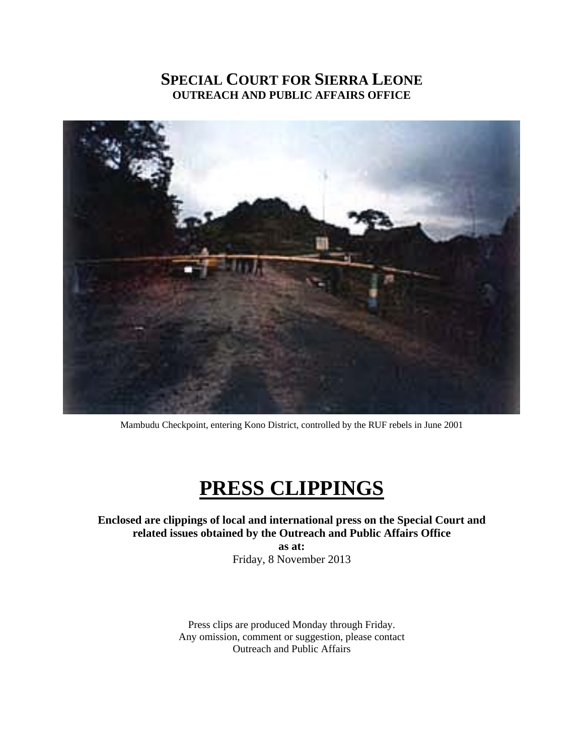# SPECIAL COURT FOR SIERRA LEONE
## OUTREACH AND PUBLIC AFFAIRS OFFICE

Mambudu Checkpoint, entering Kono District, controlled by the RUF rebels in June 2001

# PRESS CLIPPINGS

**Enclosed are clippings of local and international press on the Special Court and related issues obtained by the Outreach and Public Affairs Office**

**as at:**

Friday, 8 November 2013

Press clips are produced Monday through Friday.
Any omission, comment or suggestion, please contact
Outreach and Public Affairs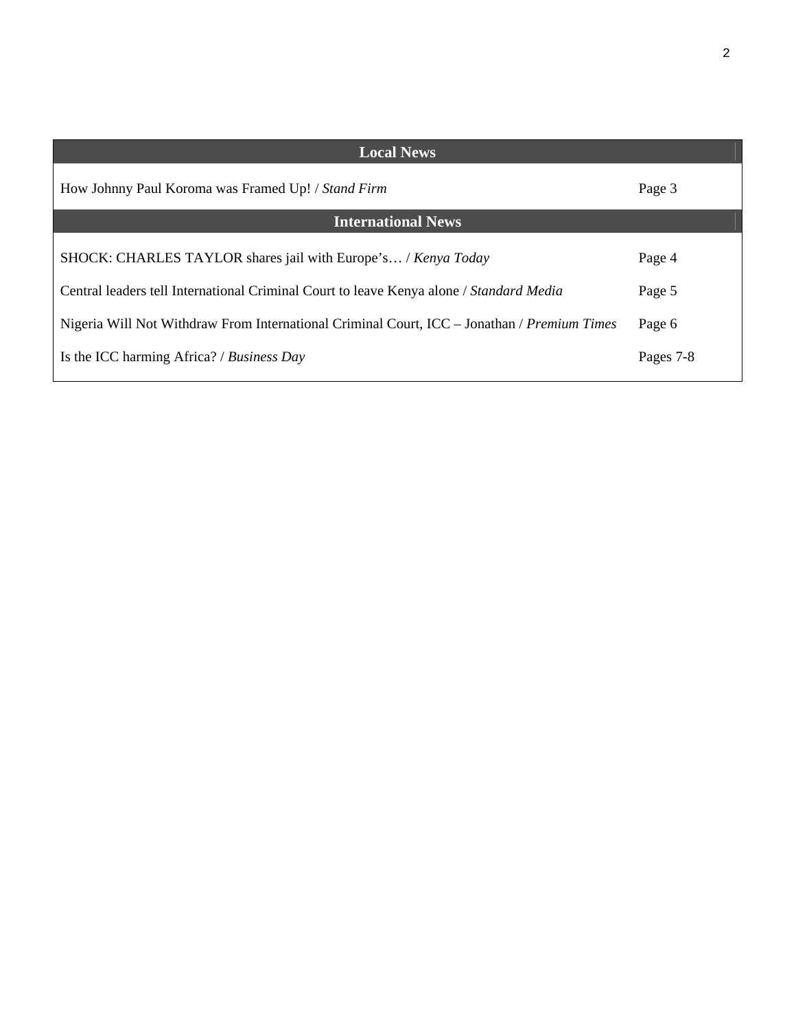| Local News | |
|---|---|
| How Johnny Paul Koroma was Framed Up! / *Stand Firm* | Page 3 |
| **International News** | |
| SHOCK: CHARLES TAYLOR shares jail with Europe's… / *Kenya Today* | Page 4 |
| Central leaders tell International Criminal Court to leave Kenya alone / *Standard Media* | Page 5 |
| Nigeria Will Not Withdraw From International Criminal Court, ICC – Jonathan / *Premium Times* | Page 6 |
| Is the ICC harming Africa? / *Business Day* | Pages 7-8 |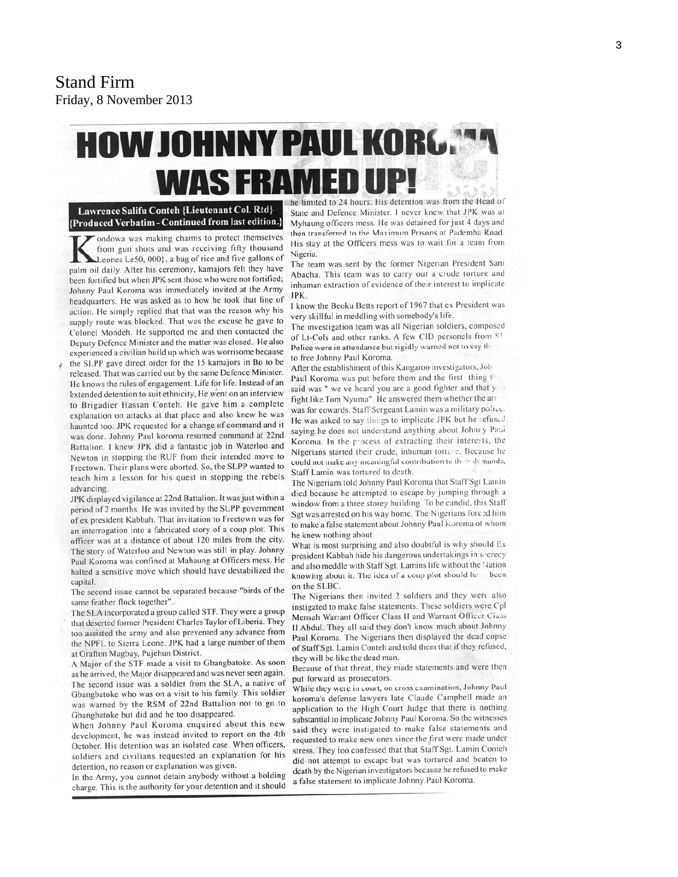# Stand Firm

Friday, 8 November 2013

# HOW JOHNNY PAUL KOROMA WAS FRAMED UP!

**Lawrence Salifu Conteh {Lieutenant Col. Rtd}**
**{Produced Verbatim - Continued from last edition.}**

Kondowa was making charms to protect themselves from gun shots and was receiving fifty thousand Leones Le50, 000}, a bag of rice and five gallons of palm oil daily. After his ceremony, kamajors felt they have been fortified but when JPK sent those who were not fortified; Johnny Paul Koroma was immediately invited at the Army headquarters. He was asked as to how he took that line of action. He simply replied that that was the reason why his supply route was blocked. That was the excuse he gave to Colonel Mondeh. He supported me and then contacted the Deputy Defence Minister and the matter was closed. He also experienced a civilian build up which was worrisome because the SLPP gave direct order for the 15 kamajors in Bo to be released. That was carried out by the same Defence Minister. He knows the rules of engagement. Life for life. Instead of an extended detention to suit ethnicity, He went on an interview to Brigadier Hassan Conteh. He gave him a complete explanation on attacks at that place and also knew he was haunted too. JPK requested for a change of command and it was done. Johnny Paul koroma resumed command at 22nd Battalion. I knew JPK did a fantastic job in Waterloo and Newton in stopping the RUF from their intended move to Freetown. Their plans were aborted. So, the SLPP wanted to teach him a lesson for his quest in stopping the rebels advancing.

JPK displayed vigilance at 22nd Battalion. It was just within a period of 2 months. He was invited by the SLPP government of ex president Kabbah. That invitation to Freetown was for an interrogation into a fabricated story of a coup plot. This officer was at a distance of about 120 miles from the city. The story of Waterloo and Newton was still in play. Johnny Paul Koroma was confined at Mahaung at Officers mess. He halted a sensitive move which should have destabilized the capital.

The second issue cannot be separated because "birds of the same feather flock together".

The SLA incorporated a group called STF. They were a group that deserted former President Charles Taylor of Liberia. They too assisted the army and also prevented any advance from the NPFL to Sierra Leone. JPK had a large number of them at Grafton Magbay, Pujehun District.

A Major of the STF made a visit to Gbangbatoke. As soon as he arrived, the Major disappeared and was never seen again. The second issue was a soldier from the SLA, a native of Gbangbatoke who was on a visit to his family. This soldier was warned by the RSM of 22nd Battalion not to go to Gbangbatoke but did and he too disappeared.

When Johnny Paul Koroma enquired about this new development, he was instead invited to report on the 4th October. His detention was an isolated case. When officers, soldiers and civilians requested an explanation for his detention, no reason or explanation was given.

In the Army, you cannot detain anybody without a holding charge. This is the authority for your detention and it should be limited to 24 hours. His detention was from the Head of State and Defence Minister. I never knew that JPK was at Myhaung officers mess. He was detained for just 4 days and then transferred to the Maximum Prisons at Pademba Road. His stay at the Officers mess was to wait for a team from Nigeria.

The team was sent by the former Nigerian President Sani Abacha. This team was to carry out a crude torture and inhuman extraction of evidence of their interest to implicate JPK.

I know the Beoku Betts report of 1967 that ex President was very skillful in meddling with somebody's life.

The investigation team was all Nigerian soldiers, composed of Lt-Cols and other ranks. A few CID personels from SL Police were in attendance but rigidly warned not to say th... to free Johnny Paul Koroma.

After the establishment of this Kangaroo investigators, Joh... Paul Koroma was put before them and the first thing th... said was " we ve heard you are a good fighter and that y... fight like Tom Nyuma". He answered them whether the ar... was for cowards. Staff Sergeant Lamin was a military police. He was asked to say things to implicate JPK but he refused saying he does not understand anything about Johnny Paul Koroma. In the process of extracting their interests, the Nigerians started their crude, inhuman torture. Because he could not make any meaningful contribution to their demands, Staff Lamin was tortured to death.

The Nigerians told Johnny Paul Koroma that Staff Sgt Lamin died because he attempted to escape by jumping through a window from a three storey building. To be candid, this Staff Sgt was arrested on his way home. The Nigerians forced him to make a false statement about Johnny Paul Koroma of whom he knew nothing about.

What is most surprising and also doubtful is why should Ex president Kabbah hide his dangerous undertakings in secrecy and also meddle with Staff Sgt. Lamins life without the Nation knowing about it. The idea of a coup plot should ha... been on the SLBC.

The Nigerians then invited 2 soldiers and they were also instigated to make false statements. These soldiers were Cpl Mensah Warrant Officer Class II and Warrant Officer Class II Abdul. They all said they don't know much about Johnny Paul Koroma. The Nigerians then displayed the dead copse of Staff Sgt. Lamin Conteh and told them that if they refused, they will be like the dead man.

Because of that threat, they made statements and were then put forward as prosecutors.

While they were in court, on cross examination, Johnny Paul koroma's defense lawyers late Claude Campbell made an application to the High Court Judge that there is nothing substantial to implicate Johnny Paul Koroma. So the witnesses said they were instigated to make false statements and requested to make new ones since the first were made under stress. They too confessed that that Staff Sgt. Lamin Conteh did not attempt to escape but was tortured and beaten to death by the Nigerian investigators because he refused to make a false statement to implicate Johnny Paul Koroma.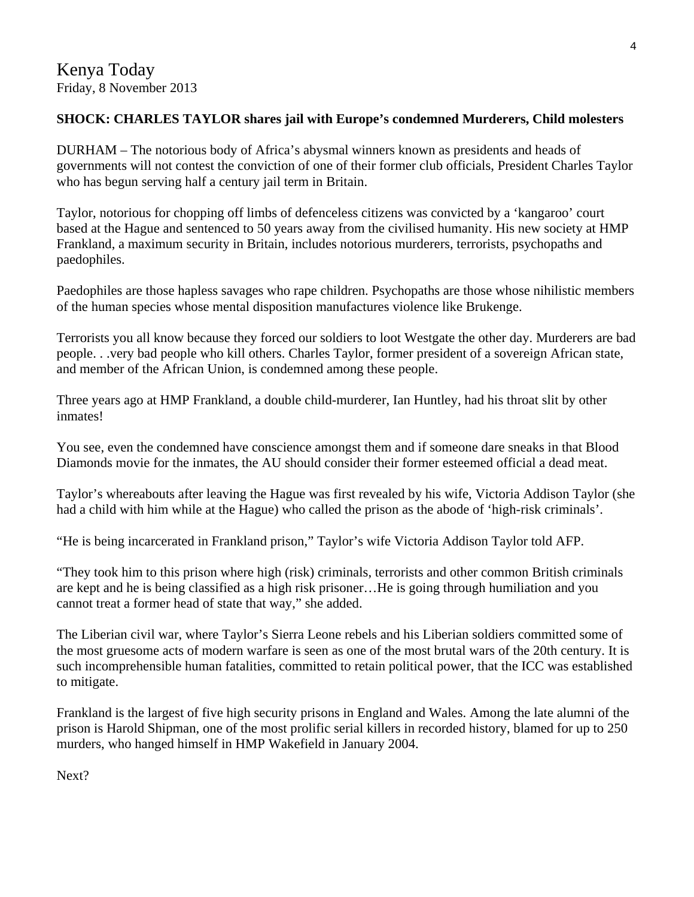# Kenya Today

Friday, 8 November 2013

**SHOCK: CHARLES TAYLOR shares jail with Europe's condemned Murderers, Child molesters**

DURHAM – The notorious body of Africa's abysmal winners known as presidents and heads of governments will not contest the conviction of one of their former club officials, President Charles Taylor who has begun serving half a century jail term in Britain.

Taylor, notorious for chopping off limbs of defenceless citizens was convicted by a 'kangaroo' court based at the Hague and sentenced to 50 years away from the civilised humanity. His new society at HMP Frankland, a maximum security in Britain, includes notorious murderers, terrorists, psychopaths and paedophiles.

Paedophiles are those hapless savages who rape children. Psychopaths are those whose nihilistic members of the human species whose mental disposition manufactures violence like Brukenge.

Terrorists you all know because they forced our soldiers to loot Westgate the other day. Murderers are bad people. . .very bad people who kill others. Charles Taylor, former president of a sovereign African state, and member of the African Union, is condemned among these people.

Three years ago at HMP Frankland, a double child-murderer, Ian Huntley, had his throat slit by other inmates!

You see, even the condemned have conscience amongst them and if someone dare sneaks in that Blood Diamonds movie for the inmates, the AU should consider their former esteemed official a dead meat.

Taylor's whereabouts after leaving the Hague was first revealed by his wife, Victoria Addison Taylor (she had a child with him while at the Hague) who called the prison as the abode of 'high-risk criminals'.

"He is being incarcerated in Frankland prison," Taylor's wife Victoria Addison Taylor told AFP.

"They took him to this prison where high (risk) criminals, terrorists and other common British criminals are kept and he is being classified as a high risk prisoner…He is going through humiliation and you cannot treat a former head of state that way," she added.

The Liberian civil war, where Taylor's Sierra Leone rebels and his Liberian soldiers committed some of the most gruesome acts of modern warfare is seen as one of the most brutal wars of the 20th century. It is such incomprehensible human fatalities, committed to retain political power, that the ICC was established to mitigate.

Frankland is the largest of five high security prisons in England and Wales. Among the late alumni of the prison is Harold Shipman, one of the most prolific serial killers in recorded history, blamed for up to 250 murders, who hanged himself in HMP Wakefield in January 2004.

Next?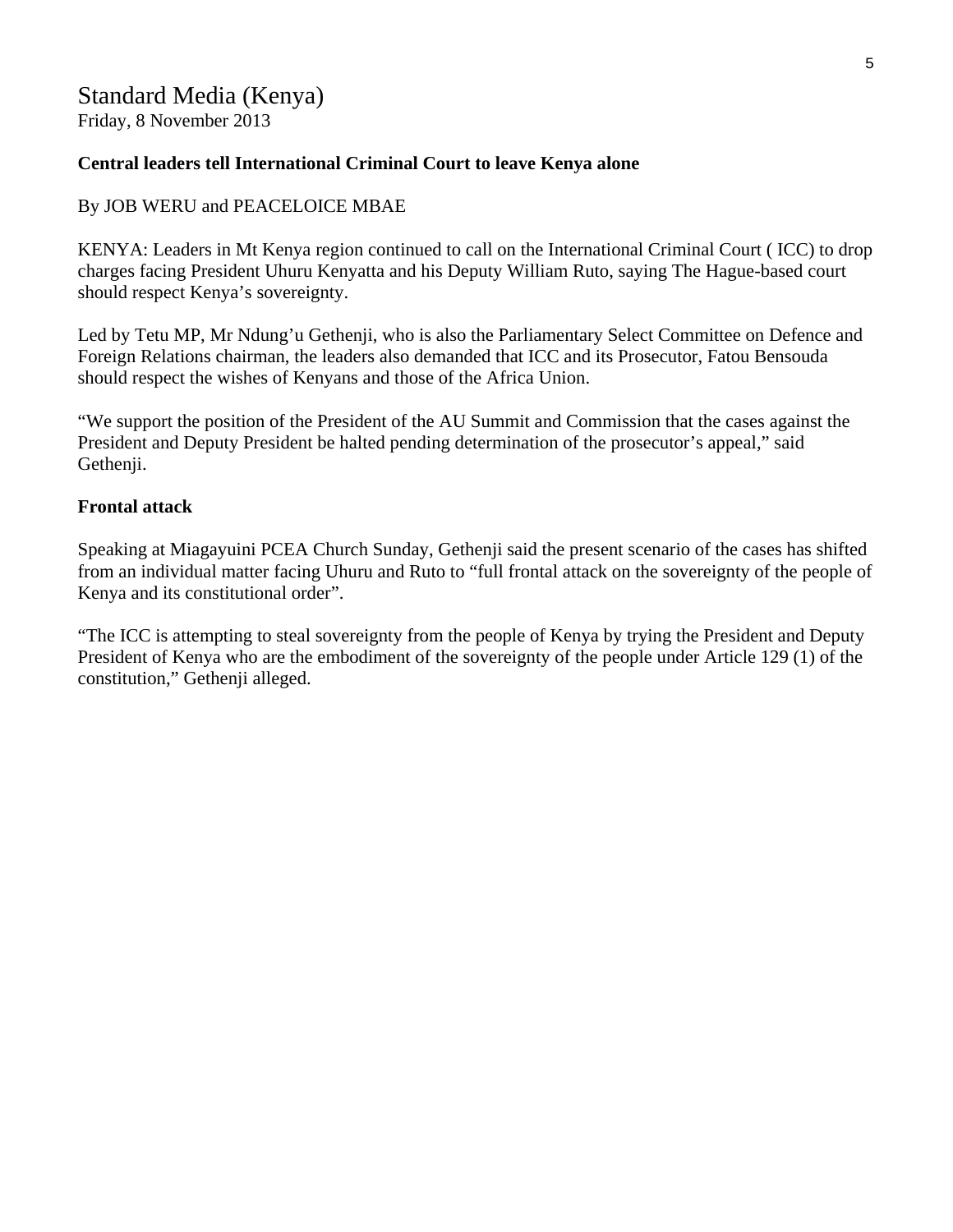# Standard Media (Kenya)

Friday, 8 November 2013

**Central leaders tell International Criminal Court to leave Kenya alone**

By JOB WERU and PEACELOICE MBAE

KENYA: Leaders in Mt Kenya region continued to call on the International Criminal Court ( ICC) to drop charges facing President Uhuru Kenyatta and his Deputy William Ruto, saying The Hague-based court should respect Kenya's sovereignty.

Led by Tetu MP, Mr Ndung'u Gethenji, who is also the Parliamentary Select Committee on Defence and Foreign Relations chairman, the leaders also demanded that ICC and its Prosecutor, Fatou Bensouda should respect the wishes of Kenyans and those of the Africa Union.

"We support the position of the President of the AU Summit and Commission that the cases against the President and Deputy President be halted pending determination of the prosecutor's appeal," said Gethenji.

**Frontal attack**

Speaking at Miagayuini PCEA Church Sunday, Gethenji said the present scenario of the cases has shifted from an individual matter facing Uhuru and Ruto to "full frontal attack on the sovereignty of the people of Kenya and its constitutional order".

"The ICC is attempting to steal sovereignty from the people of Kenya by trying the President and Deputy President of Kenya who are the embodiment of the sovereignty of the people under Article 129 (1) of the constitution," Gethenji alleged.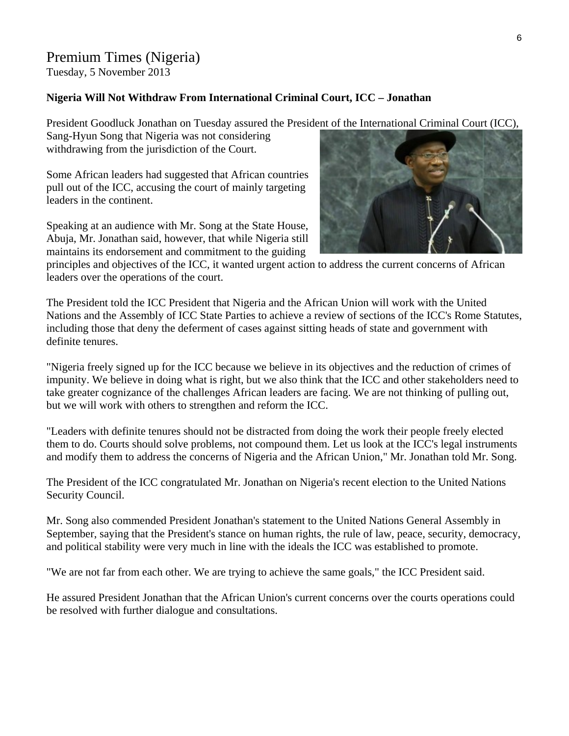# Premium Times (Nigeria)

Tuesday, 5 November 2013

**Nigeria Will Not Withdraw From International Criminal Court, ICC – Jonathan**

President Goodluck Jonathan on Tuesday assured the President of the International Criminal Court (ICC), Sang-Hyun Song that Nigeria was not considering withdrawing from the jurisdiction of the Court.

Some African leaders had suggested that African countries pull out of the ICC, accusing the court of mainly targeting leaders in the continent.

Speaking at an audience with Mr. Song at the State House, Abuja, Mr. Jonathan said, however, that while Nigeria still maintains its endorsement and commitment to the guiding principles and objectives of the ICC, it wanted urgent action to address the current concerns of African leaders over the operations of the court.

The President told the ICC President that Nigeria and the African Union will work with the United Nations and the Assembly of ICC State Parties to achieve a review of sections of the ICC's Rome Statutes, including those that deny the deferment of cases against sitting heads of state and government with definite tenures.

"Nigeria freely signed up for the ICC because we believe in its objectives and the reduction of crimes of impunity. We believe in doing what is right, but we also think that the ICC and other stakeholders need to take greater cognizance of the challenges African leaders are facing. We are not thinking of pulling out, but we will work with others to strengthen and reform the ICC.

"Leaders with definite tenures should not be distracted from doing the work their people freely elected them to do. Courts should solve problems, not compound them. Let us look at the ICC's legal instruments and modify them to address the concerns of Nigeria and the African Union," Mr. Jonathan told Mr. Song.

The President of the ICC congratulated Mr. Jonathan on Nigeria's recent election to the United Nations Security Council.

Mr. Song also commended President Jonathan's statement to the United Nations General Assembly in September, saying that the President's stance on human rights, the rule of law, peace, security, democracy, and political stability were very much in line with the ideals the ICC was established to promote.

"We are not far from each other. We are trying to achieve the same goals," the ICC President said.

He assured President Jonathan that the African Union's current concerns over the courts operations could be resolved with further dialogue and consultations.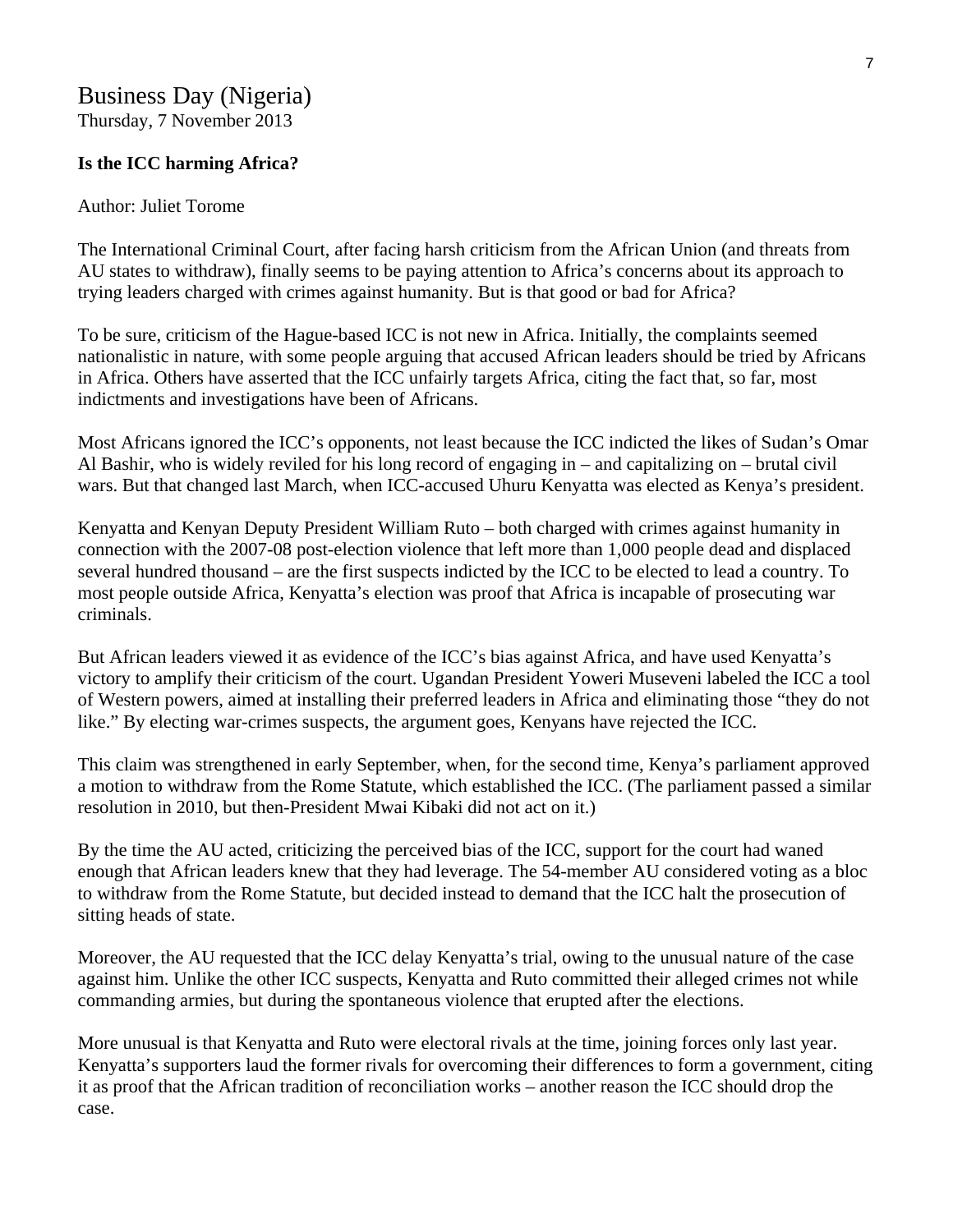# Business Day (Nigeria)

Thursday, 7 November 2013

**Is the ICC harming Africa?**

Author: Juliet Torome

The International Criminal Court, after facing harsh criticism from the African Union (and threats from AU states to withdraw), finally seems to be paying attention to Africa's concerns about its approach to trying leaders charged with crimes against humanity. But is that good or bad for Africa?

To be sure, criticism of the Hague-based ICC is not new in Africa. Initially, the complaints seemed nationalistic in nature, with some people arguing that accused African leaders should be tried by Africans in Africa. Others have asserted that the ICC unfairly targets Africa, citing the fact that, so far, most indictments and investigations have been of Africans.

Most Africans ignored the ICC's opponents, not least because the ICC indicted the likes of Sudan's Omar Al Bashir, who is widely reviled for his long record of engaging in – and capitalizing on – brutal civil wars. But that changed last March, when ICC-accused Uhuru Kenyatta was elected as Kenya's president.

Kenyatta and Kenyan Deputy President William Ruto – both charged with crimes against humanity in connection with the 2007-08 post-election violence that left more than 1,000 people dead and displaced several hundred thousand – are the first suspects indicted by the ICC to be elected to lead a country. To most people outside Africa, Kenyatta's election was proof that Africa is incapable of prosecuting war criminals.

But African leaders viewed it as evidence of the ICC's bias against Africa, and have used Kenyatta's victory to amplify their criticism of the court. Ugandan President Yoweri Museveni labeled the ICC a tool of Western powers, aimed at installing their preferred leaders in Africa and eliminating those "they do not like." By electing war-crimes suspects, the argument goes, Kenyans have rejected the ICC.

This claim was strengthened in early September, when, for the second time, Kenya's parliament approved a motion to withdraw from the Rome Statute, which established the ICC. (The parliament passed a similar resolution in 2010, but then-President Mwai Kibaki did not act on it.)

By the time the AU acted, criticizing the perceived bias of the ICC, support for the court had waned enough that African leaders knew that they had leverage. The 54-member AU considered voting as a bloc to withdraw from the Rome Statute, but decided instead to demand that the ICC halt the prosecution of sitting heads of state.

Moreover, the AU requested that the ICC delay Kenyatta's trial, owing to the unusual nature of the case against him. Unlike the other ICC suspects, Kenyatta and Ruto committed their alleged crimes not while commanding armies, but during the spontaneous violence that erupted after the elections.

More unusual is that Kenyatta and Ruto were electoral rivals at the time, joining forces only last year. Kenyatta's supporters laud the former rivals for overcoming their differences to form a government, citing it as proof that the African tradition of reconciliation works – another reason the ICC should drop the case.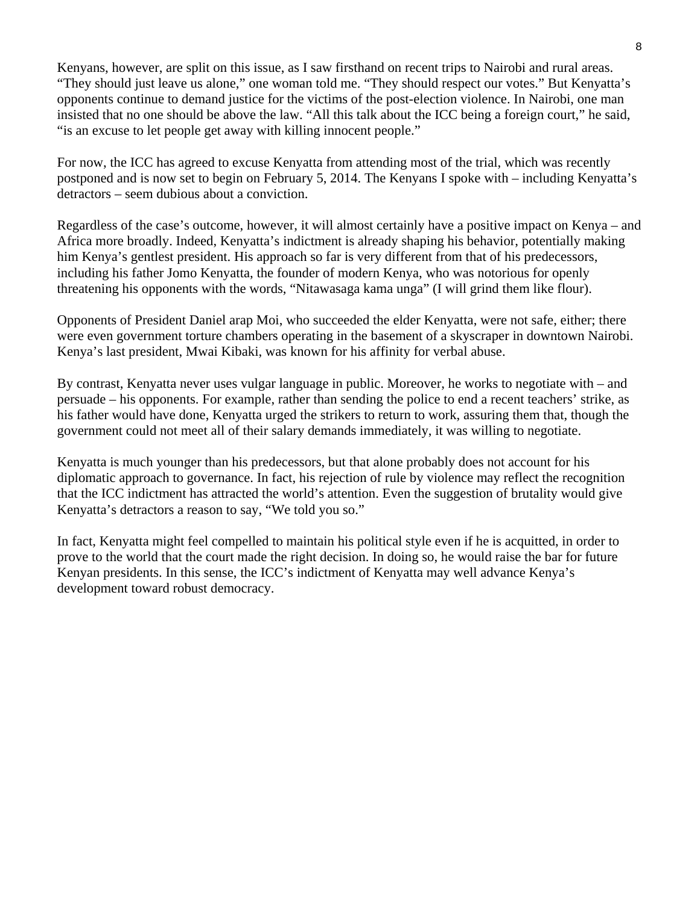Kenyans, however, are split on this issue, as I saw firsthand on recent trips to Nairobi and rural areas. “They should just leave us alone,” one woman told me. “They should respect our votes.” But Kenyatta’s opponents continue to demand justice for the victims of the post-election violence. In Nairobi, one man insisted that no one should be above the law. “All this talk about the ICC being a foreign court,” he said, “is an excuse to let people get away with killing innocent people.”

For now, the ICC has agreed to excuse Kenyatta from attending most of the trial, which was recently postponed and is now set to begin on February 5, 2014. The Kenyans I spoke with – including Kenyatta’s detractors – seem dubious about a conviction.

Regardless of the case’s outcome, however, it will almost certainly have a positive impact on Kenya – and Africa more broadly. Indeed, Kenyatta’s indictment is already shaping his behavior, potentially making him Kenya’s gentlest president. His approach so far is very different from that of his predecessors, including his father Jomo Kenyatta, the founder of modern Kenya, who was notorious for openly threatening his opponents with the words, “Nitawasaga kama unga” (I will grind them like flour).

Opponents of President Daniel arap Moi, who succeeded the elder Kenyatta, were not safe, either; there were even government torture chambers operating in the basement of a skyscraper in downtown Nairobi. Kenya’s last president, Mwai Kibaki, was known for his affinity for verbal abuse.

By contrast, Kenyatta never uses vulgar language in public. Moreover, he works to negotiate with – and persuade – his opponents. For example, rather than sending the police to end a recent teachers’ strike, as his father would have done, Kenyatta urged the strikers to return to work, assuring them that, though the government could not meet all of their salary demands immediately, it was willing to negotiate.

Kenyatta is much younger than his predecessors, but that alone probably does not account for his diplomatic approach to governance. In fact, his rejection of rule by violence may reflect the recognition that the ICC indictment has attracted the world’s attention. Even the suggestion of brutality would give Kenyatta’s detractors a reason to say, “We told you so.”

In fact, Kenyatta might feel compelled to maintain his political style even if he is acquitted, in order to prove to the world that the court made the right decision. In doing so, he would raise the bar for future Kenyan presidents. In this sense, the ICC’s indictment of Kenyatta may well advance Kenya’s development toward robust democracy.